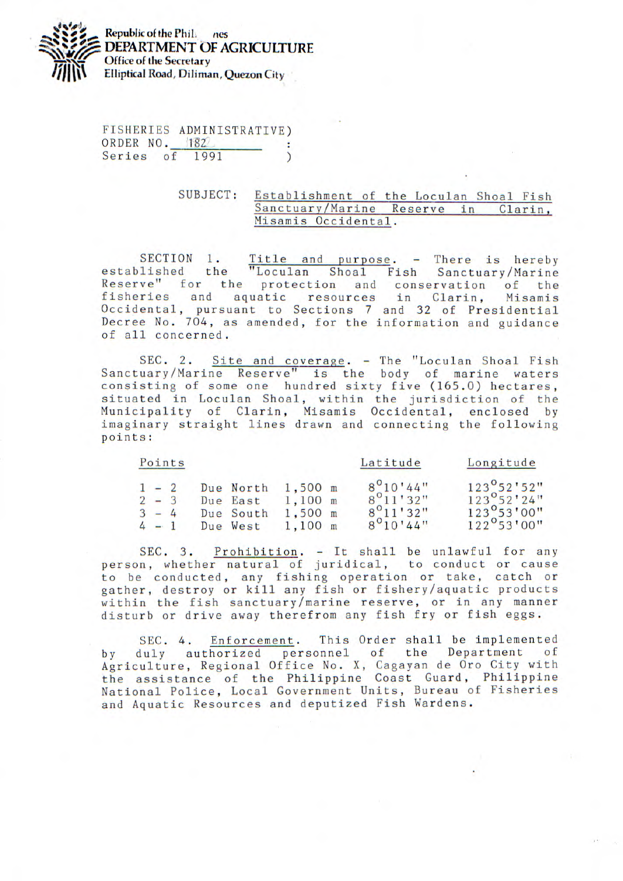Republic of the Phil. nes
**DEPARTMENT OF AGRICULTURE**
Office of the Secretary
Elliptical Road, Diliman, Quezon City

FISHERIES ADMINISTRATIVE)
ORDER NO. 182 :
Series of 1991 )

SUBJECT: Establishment of the Loculan Shoal Fish Sanctuary/Marine Reserve in Clarin, Misamis Occidental.

SECTION 1. Title and purpose. - There is hereby established the "Loculan Shoal Fish Sanctuary/Marine Reserve" for the protection and conservation of the fisheries and aquatic resources in Clarin, Misamis Occidental, pursuant to Sections 7 and 32 of Presidential Decree No. 704, as amended, for the information and guidance of all concerned.

SEC. 2. Site and coverage. - The "Loculan Shoal Fish Sanctuary/Marine Reserve" is the body of marine waters consisting of some one hundred sixty five (165.0) hectares, situated in Loculan Shoal, within the jurisdiction of the Municipality of Clarin, Misamis Occidental, enclosed by imaginary straight lines drawn and connecting the following points:

| Points | | | Latitude | Longitude |
|---|---|---|---|---|
| 1 - 2 | Due North | 1,500 m | 8°10'44" | 123°52'52" |
| 2 - 3 | Due East | 1,100 m | 8°11'32" | 123°52'24" |
| 3 - 4 | Due South | 1,500 m | 8°11'32" | 123°53'00" |
| 4 - 1 | Due West | 1,100 m | 8°10'44" | 122°53'00" |

SEC. 3. Prohibition. - It shall be unlawful for any person, whether natural of juridical, to conduct or cause to be conducted, any fishing operation or take, catch or gather, destroy or kill any fish or fishery/aquatic products within the fish sanctuary/marine reserve, or in any manner disturb or drive away therefrom any fish fry or fish eggs.

SEC. 4. Enforcement. This Order shall be implemented by duly authorized personnel of the Department of Agriculture, Regional Office No. X, Cagayan de Oro City with the assistance of the Philippine Coast Guard, Philippine National Police, Local Government Units, Bureau of Fisheries and Aquatic Resources and deputized Fish Wardens.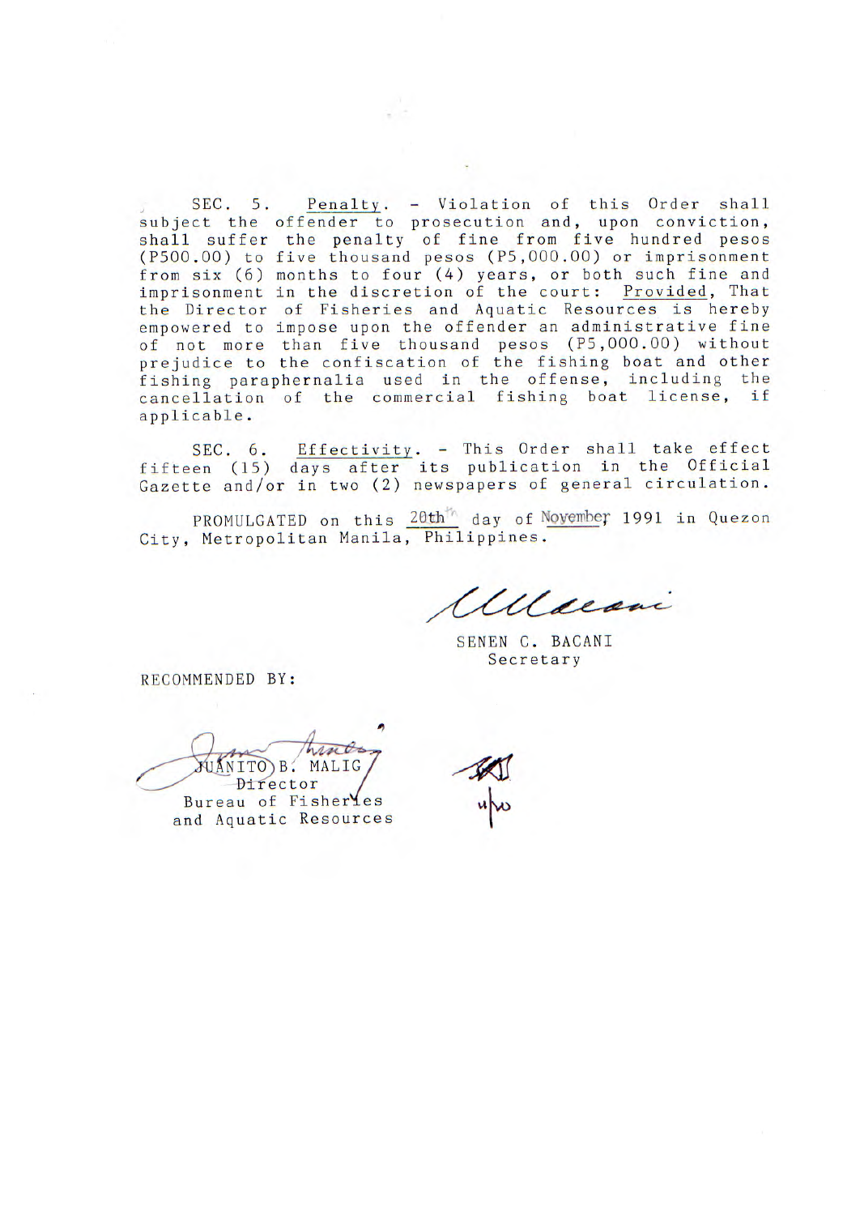SEC. 5. Penalty. - Violation of this Order shall subject the offender to prosecution and, upon conviction, shall suffer the penalty of fine from five hundred pesos (P500.00) to five thousand pesos (P5,000.00) or imprisonment from six (6) months to four (4) years, or both such fine and imprisonment in the discretion of the court: Provided, That the Director of Fisheries and Aquatic Resources is hereby empowered to impose upon the offender an administrative fine of not more than five thousand pesos (P5,000.00) without prejudice to the confiscation of the fishing boat and other fishing paraphernalia used in the offense, including the cancellation of the commercial fishing boat license, if applicable.

SEC. 6. Effectivity. - This Order shall take effect fifteen (15) days after its publication in the Official Gazette and/or in two (2) newspapers of general circulation.

PROMULGATED on this 20th day of November 1991 in Quezon City, Metropolitan Manila, Philippines.

SENEN C. BACANI
Secretary

RECOMMENDED BY:

JUANITO B. MALIG
Director
Bureau of Fisheries
and Aquatic Resources